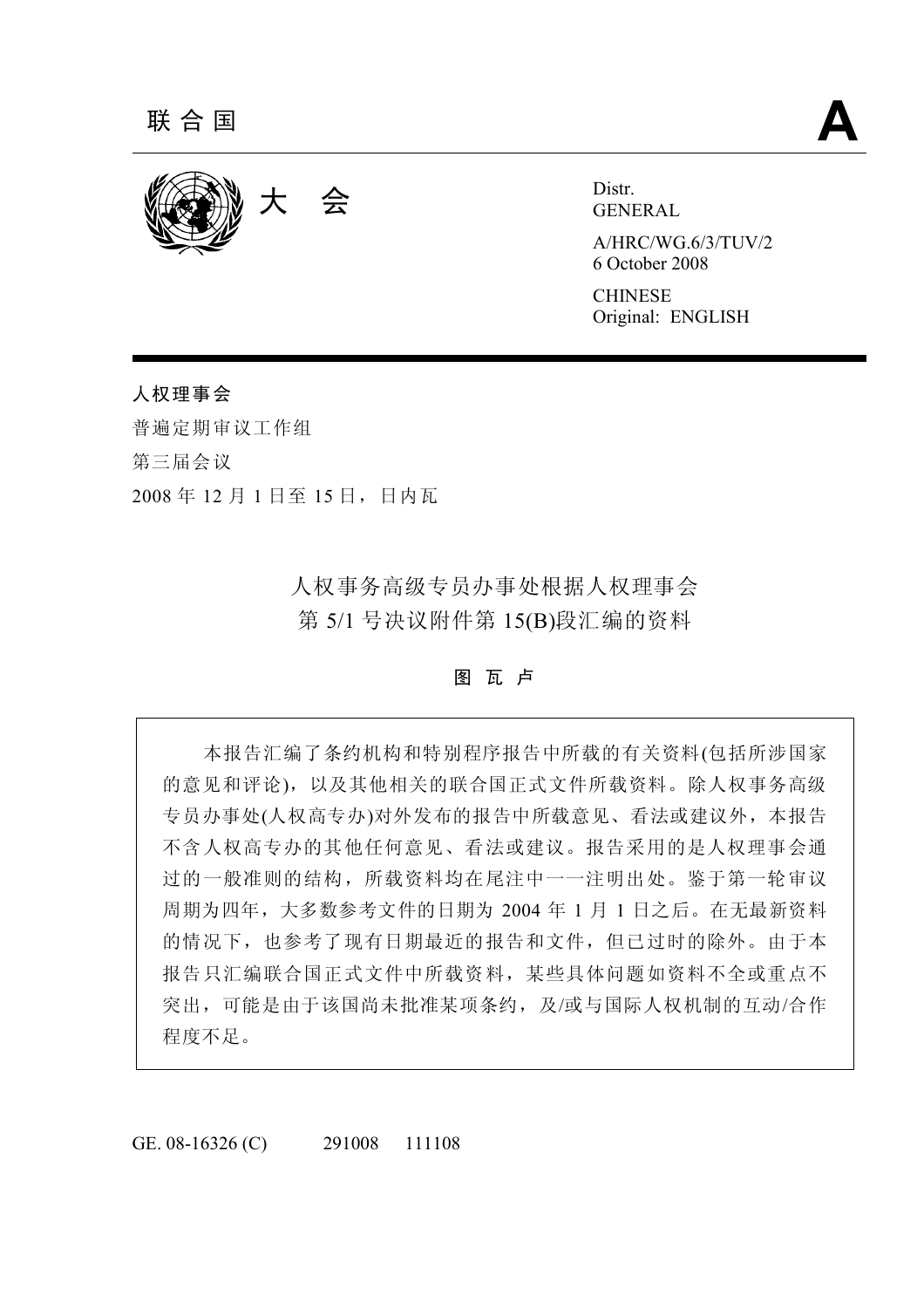联合国 **A**

大　会

Distr.
GENERAL

A/HRC/WG.6/3/TUV/2
6 October 2008

CHINESE
Original: ENGLISH

**人权理事会**

普遍定期审议工作组

第三届会议

2008 年 12 月 1 日至 15 日，日内瓦

## 人权事务高级专员办事处根据人权理事会第 5/1 号决议附件第 15(B)段汇编的资料

### 图 瓦 卢

本报告汇编了条约机构和特别程序报告中所载的有关资料(包括所涉国家的意见和评论)，以及其他相关的联合国正式文件所载资料。除人权事务高级专员办事处(人权高专办)对外发布的报告中所载意见、看法或建议外，本报告不含人权高专办的其他任何意见、看法或建议。报告采用的是人权理事会通过的一般准则的结构，所载资料均在尾注中一一注明出处。鉴于第一轮审议周期为四年，大多数参考文件的日期为 2004 年 1 月 1 日之后。在无最新资料的情况下，也参考了现有日期最近的报告和文件，但已过时的除外。由于本报告只汇编联合国正式文件中所载资料，某些具体问题如资料不全或重点不突出，可能是由于该国尚未批准某项条约，及/或与国际人权机制的互动/合作程度不足。

GE. 08-16326 (C) 291008 111108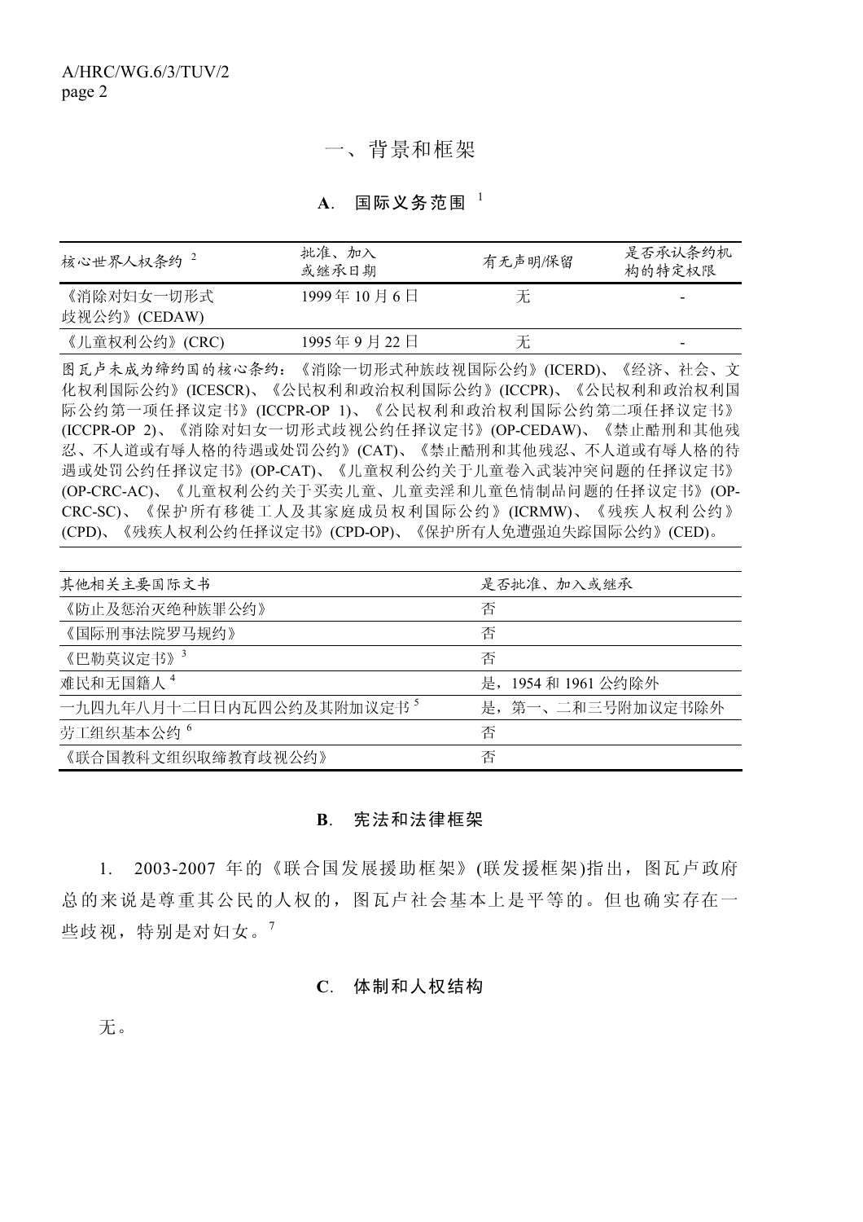# 一、背景和框架

## A. 国际义务范围 [1]

| 核心世界人权条约 [2] | 批准、加入或继承日期 | 有无声明/保留 | 是否承认条约机构的特定权限 |
|---|---|---|---|
| 《消除对妇女一切形式歧视公约》(CEDAW) | 1999 年 10 月 6 日 | 无 | - |
| 《儿童权利公约》(CRC) | 1995 年 9 月 22 日 | 无 | - |

图瓦卢未成为缔约国的核心条约：《消除一切形式种族歧视国际公约》(ICERD)、《经济、社会、文化权利国际公约》(ICESCR)、《公民权利和政治权利国际公约》(ICCPR)、《公民权利和政治权利国际公约第一项任择议定书》(ICCPR-OP 1)、《公民权利和政治权利国际公约第二项任择议定书》(ICCPR-OP 2)、《消除对妇女一切形式歧视公约任择议定书》(OP-CEDAW)、《禁止酷刑和其他残忍、不人道或有辱人格的待遇或处罚公约》(CAT)、《禁止酷刑和其他残忍、不人道或有辱人格的待遇或处罚公约任择议定书》(OP-CAT)、《儿童权利公约关于儿童卷入武装冲突问题的任择议定书》(OP-CRC-AC)、《儿童权利公约关于买卖儿童、儿童卖淫和儿童色情制品问题的任择议定书》(OP-CRC-SC)、《保护所有移徙工人及其家庭成员权利国际公约》(ICRMW)、《残疾人权利公约》(CPD)、《残疾人权利公约任择议定书》(CPD-OP)、《保护所有人免遭强迫失踪国际公约》(CED)。

| 其他相关主要国际文书 | 是否批准、加入或继承 |
|---|---|
| 《防止及惩治灭绝种族罪公约》 | 否 |
| 《国际刑事法院罗马规约》 | 否 |
| 《巴勒莫议定书》[3] | 否 |
| 难民和无国籍人 [4] | 是，1954 和 1961 公约除外 |
| 一九四九年八月十二日日内瓦四公约及其附加议定书 [5] | 是，第一、二和三号附加议定书除外 |
| 劳工组织基本公约 [6] | 否 |
| 《联合国教科文组织取缔教育歧视公约》 | 否 |

## B. 宪法和法律框架

1. 2003-2007 年的《联合国发展援助框架》(联发援框架)指出，图瓦卢政府总的来说是尊重其公民的人权的，图瓦卢社会基本上是平等的。但也确实存在一些歧视，特别是对妇女。[7]

## C. 体制和人权结构

无。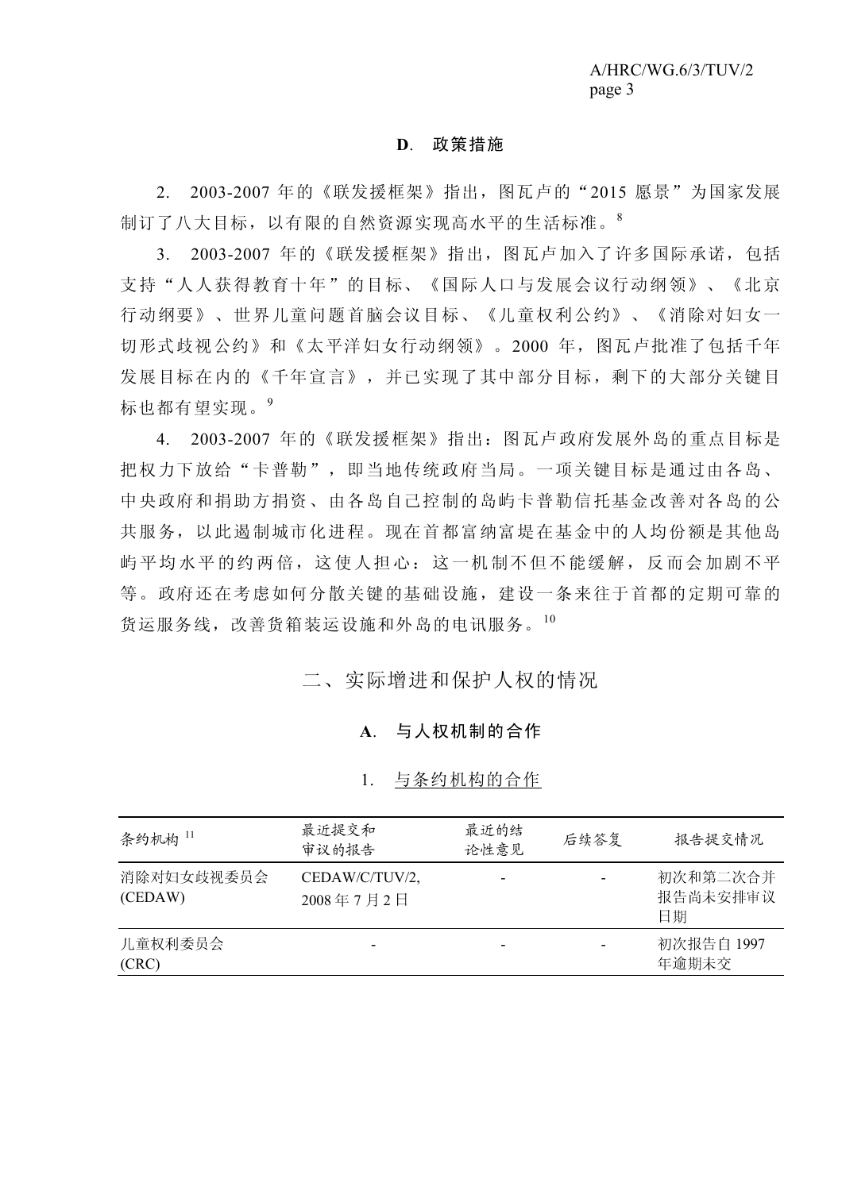### D. 政策措施

2. 2003-2007 年的《联发援框架》指出，图瓦卢的“2015 愿景”为国家发展制订了八大目标，以有限的自然资源实现高水平的生活标准。[8]

3. 2003-2007 年的《联发援框架》指出，图瓦卢加入了许多国际承诺，包括支持“人人获得教育十年”的目标、《国际人口与发展会议行动纲领》、《北京行动纲要》、世界儿童问题首脑会议目标、《儿童权利公约》、《消除对妇女一切形式歧视公约》和《太平洋妇女行动纲领》。2000 年，图瓦卢批准了包括千年发展目标在内的《千年宣言》，并已实现了其中部分目标，剩下的大部分关键目标也都有望实现。[9]

4. 2003-2007 年的《联发援框架》指出：图瓦卢政府发展外岛的重点目标是把权力下放给“卡普勒”，即当地传统政府当局。一项关键目标是通过由各岛、中央政府和捐助方捐资、由各岛自己控制的岛屿卡普勒信托基金改善对各岛的公共服务，以此遏制城市化进程。现在首都富纳富堤在基金中的人均份额是其他岛屿平均水平的约两倍，这使人担心：这一机制不但不能缓解，反而会加剧不平等。政府还在考虑如何分散关键的基础设施，建设一条来往于首都的定期可靠的货运服务线，改善货箱装运设施和外岛的电讯服务。[10]

## 二、实际增进和保护人权的情况

### A. 与人权机制的合作

#### 1. 与条约机构的合作

| 条约机构 [11] | 最近提交和审议的报告 | 最近的结论性意见 | 后续答复 | 报告提交情况 |
|---|---|---|---|---|
| 消除对妇女歧视委员会 (CEDAW) | CEDAW/C/TUV/2, 2008 年 7 月 2 日 | - | - | 初次和第二次合并报告尚未安排审议日期 |
| 儿童权利委员会 (CRC) | - | - | - | 初次报告自 1997 年逾期未交 |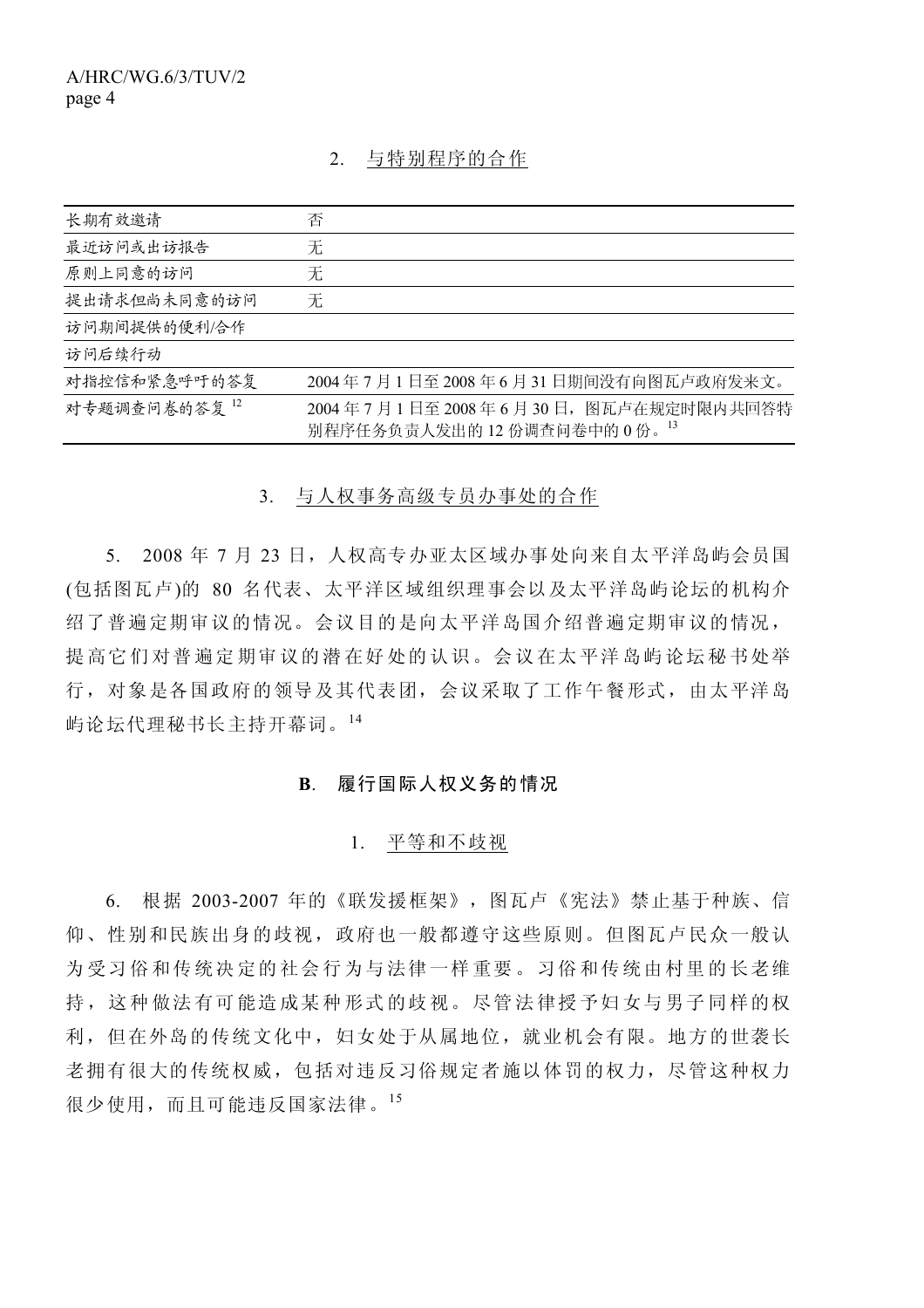### 2. 与特别程序的合作

| 长期有效邀请 | 否 |
| --- | --- |
| 最近访问或出访报告 | 无 |
| 原则上同意的访问 | 无 |
| 提出请求但尚未同意的访问 | 无 |
| 访问期间提供的便利/合作 | |
| 访问后续行动 | |
| 对指控信和紧急呼吁的答复 | 2004 年 7 月 1 日至 2008 年 6 月 31 日期间没有向图瓦卢政府发来文。 |
| 对专题调查问卷的答复 [12] | 2004 年 7 月 1 日至 2008 年 6 月 30 日，图瓦卢在规定时限内共回答特别程序任务负责人发出的 12 份调查问卷中的 0 份。[13] |

### 3. 与人权事务高级专员办事处的合作

5. 2008 年 7 月 23 日，人权高专办亚太区域办事处向来自太平洋岛屿会员国(包括图瓦卢)的 80 名代表、太平洋区域组织理事会以及太平洋岛屿论坛的机构介绍了普遍定期审议的情况。会议目的是向太平洋岛国介绍普遍定期审议的情况，提高它们对普遍定期审议的潜在好处的认识。会议在太平洋岛屿论坛秘书处举行，对象是各国政府的领导及其代表团，会议采取了工作午餐形式，由太平洋岛屿论坛代理秘书长主持开幕词。[14]

## B. 履行国际人权义务的情况

### 1. 平等和不歧视

6. 根据 2003-2007 年的《联发援框架》，图瓦卢《宪法》禁止基于种族、信仰、性别和民族出身的歧视，政府也一般都遵守这些原则。但图瓦卢民众一般认为受习俗和传统决定的社会行为与法律一样重要。习俗和传统由村里的长老维持，这种做法有可能造成某种形式的歧视。尽管法律授予妇女与男子同样的权利，但在外岛的传统文化中，妇女处于从属地位，就业机会有限。地方的世袭长老拥有很大的传统权威，包括对违反习俗规定者施以体罚的权力，尽管这种权力很少使用，而且可能违反国家法律。[15]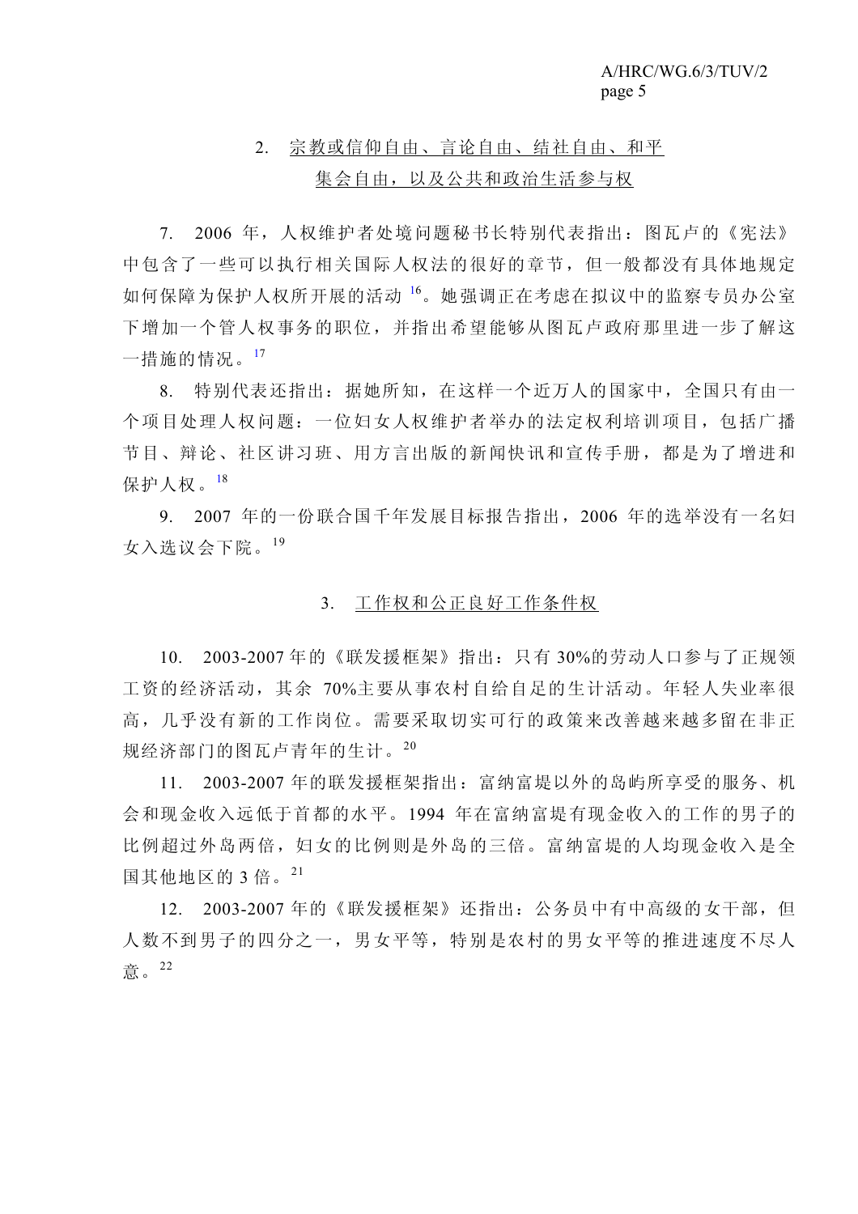## 2. 宗教或信仰自由、言论自由、结社自由、和平集会自由，以及公共和政治生活参与权

7. 2006 年，人权维护者处境问题秘书长特别代表指出：图瓦卢的《宪法》中包含了一些可以执行相关国际人权法的很好的章节，但一般都没有具体地规定如何保障为保护人权所开展的活动[16]。她强调正在考虑在拟议中的监察专员办公室下增加一个管人权事务的职位，并指出希望能够从图瓦卢政府那里进一步了解这一措施的情况。[17]

8. 特别代表还指出：据她所知，在这样一个近万人的国家中，全国只有由一个项目处理人权问题：一位妇女人权维护者举办的法定权利培训项目，包括广播节目、辩论、社区讲习班、用方言出版的新闻快讯和宣传手册，都是为了增进和保护人权。[18]

9. 2007 年的一份联合国千年发展目标报告指出，2006 年的选举没有一名妇女入选议会下院。[19]

## 3. 工作权和公正良好工作条件权

10. 2003-2007 年的《联发援框架》指出：只有 30%的劳动人口参与了正规领工资的经济活动，其余 70%主要从事农村自给自足的生计活动。年轻人失业率很高，几乎没有新的工作岗位。需要采取切实可行的政策来改善越来越多留在非正规经济部门的图瓦卢青年的生计。[20]

11. 2003-2007 年的联发援框架指出：富纳富堤以外的岛屿所享受的服务、机会和现金收入远低于首都的水平。1994 年在富纳富堤有现金收入的工作的男子的比例超过外岛两倍，妇女的比例则是外岛的三倍。富纳富堤的人均现金收入是全国其他地区的 3 倍。[21]

12. 2003-2007 年的《联发援框架》还指出：公务员中有中高级的女干部，但人数不到男子的四分之一，男女平等，特别是农村的男女平等的推进速度不尽人意。[22]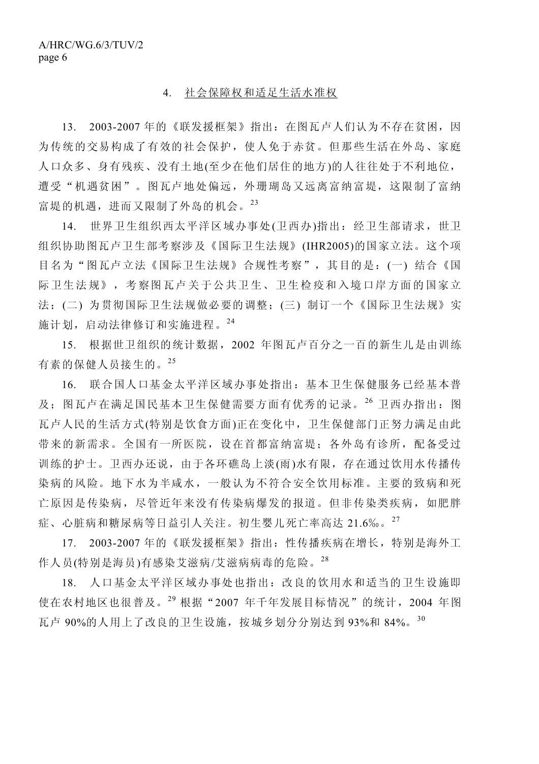#### 4. 社会保障权和适足生活水准权

13. 2003-2007 年的《联发援框架》指出：在图瓦卢人们认为不存在贫困，因为传统的交易构成了有效的社会保护，使人免于赤贫。但那些生活在外岛、家庭人口众多、身有残疾、没有土地(至少在他们居住的地方)的人往往处于不利地位，遭受“机遇贫困”。图瓦卢地处偏远，外珊瑚岛又远离富纳富提，这限制了富纳富提的机遇，进而又限制了外岛的机会。[23]

14. 世界卫生组织西太平洋区域办事处(卫西办)指出：经卫生部请求，世卫组织协助图瓦卢卫生部考察涉及《国际卫生法规》(IHR2005)的国家立法。这个项目名为“图瓦卢立法《国际卫生法规》合规性考察”，其目的是：(一) 结合《国际卫生法规》，考察图瓦卢关于公共卫生、卫生检疫和入境口岸方面的国家立法；(二) 为贯彻国际卫生法规做必要的调整；(三) 制订一个《国际卫生法规》实施计划，启动法律修订和实施进程。[24]

15. 根据世卫组织的统计数据，2002 年图瓦卢百分之一百的新生儿是由训练有素的保健人员接生的。[25]

16. 联合国人口基金太平洋区域办事处指出：基本卫生保健服务已经基本普及；图瓦卢在满足国民基本卫生保健需要方面有优秀的记录。[26] 卫西办指出：图瓦卢人民的生活方式(特别是饮食方面)正在变化中，卫生保健部门正努力满足由此带来的新需求。全国有一所医院，设在首都富纳富提；各外岛有诊所，配备受过训练的护士。卫西办还说，由于各环礁岛上淡(雨)水有限，存在通过饮用水传播传染病的风险。地下水为半咸水，一般认为不符合安全饮用标准。主要的致病和死亡原因是传染病，尽管近年来没有传染病爆发的报道。但非传染类疾病，如肥胖症、心脏病和糖尿病等日益引人关注。初生婴儿死亡率高达 21.6‰。[27]

17. 2003-2007 年的《联发援框架》指出：性传播疾病在增长，特别是海外工作人员(特别是海员)有感染艾滋病/艾滋病病毒的危险。[28]

18. 人口基金太平洋区域办事处也指出：改良的饮用水和适当的卫生设施即使在农村地区也很普及。[29] 根据“2007 年千年发展目标情况”的统计，2004 年图瓦卢 90%的人用上了改良的卫生设施，按城乡划分分别达到 93%和 84%。[30]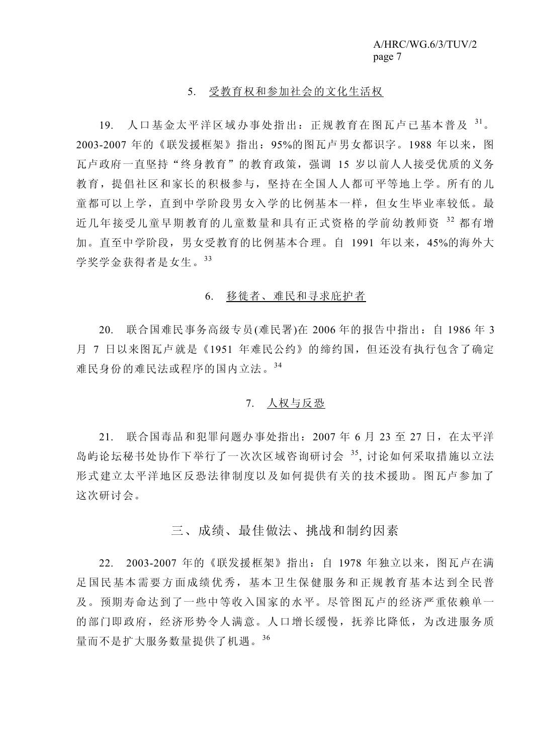### 5. 受教育权和参加社会的文化生活权

19. 人口基金太平洋区域办事处指出：正规教育在图瓦卢已基本普及 [31]。2003-2007 年的《联发援框架》指出：95%的图瓦卢男女都识字。1988 年以来，图瓦卢政府一直坚持“终身教育”的教育政策，强调 15 岁以前人人接受优质的义务教育，提倡社区和家长的积极参与，坚持在全国人人都可平等地上学。所有的儿童都可以上学，直到中学阶段男女入学的比例基本一样，但女生毕业率较低。最近几年接受儿童早期教育的儿童数量和具有正式资格的学前幼教师资 [32] 都有增加。直至中学阶段，男女受教育的比例基本合理。自 1991 年以来，45%的海外大学奖学金获得者是女生。[33]

### 6. 移徙者、难民和寻求庇护者

20. 联合国难民事务高级专员(难民署)在 2006 年的报告中指出：自 1986 年 3 月 7 日以来图瓦卢就是《1951 年难民公约》的缔约国，但还没有执行包含了确定难民身份的难民法或程序的国内立法。[34]

### 7. 人权与反恐

21. 联合国毒品和犯罪问题办事处指出：2007 年 6 月 23 至 27 日，在太平洋岛屿论坛秘书处协作下举行了一次次区域咨询研讨会 [35], 讨论如何采取措施以立法形式建立太平洋地区反恐法律制度以及如何提供有关的技术援助。图瓦卢参加了这次研讨会。

## 三、成绩、最佳做法、挑战和制约因素

22. 2003-2007 年的《联发援框架》指出：自 1978 年独立以来，图瓦卢在满足国民基本需要方面成绩优秀，基本卫生保健服务和正规教育基本达到全民普及。预期寿命达到了一些中等收入国家的水平。尽管图瓦卢的经济严重依赖单一的部门即政府，经济形势令人满意。人口增长缓慢，抚养比降低，为改进服务质量而不是扩大服务数量提供了机遇。[36]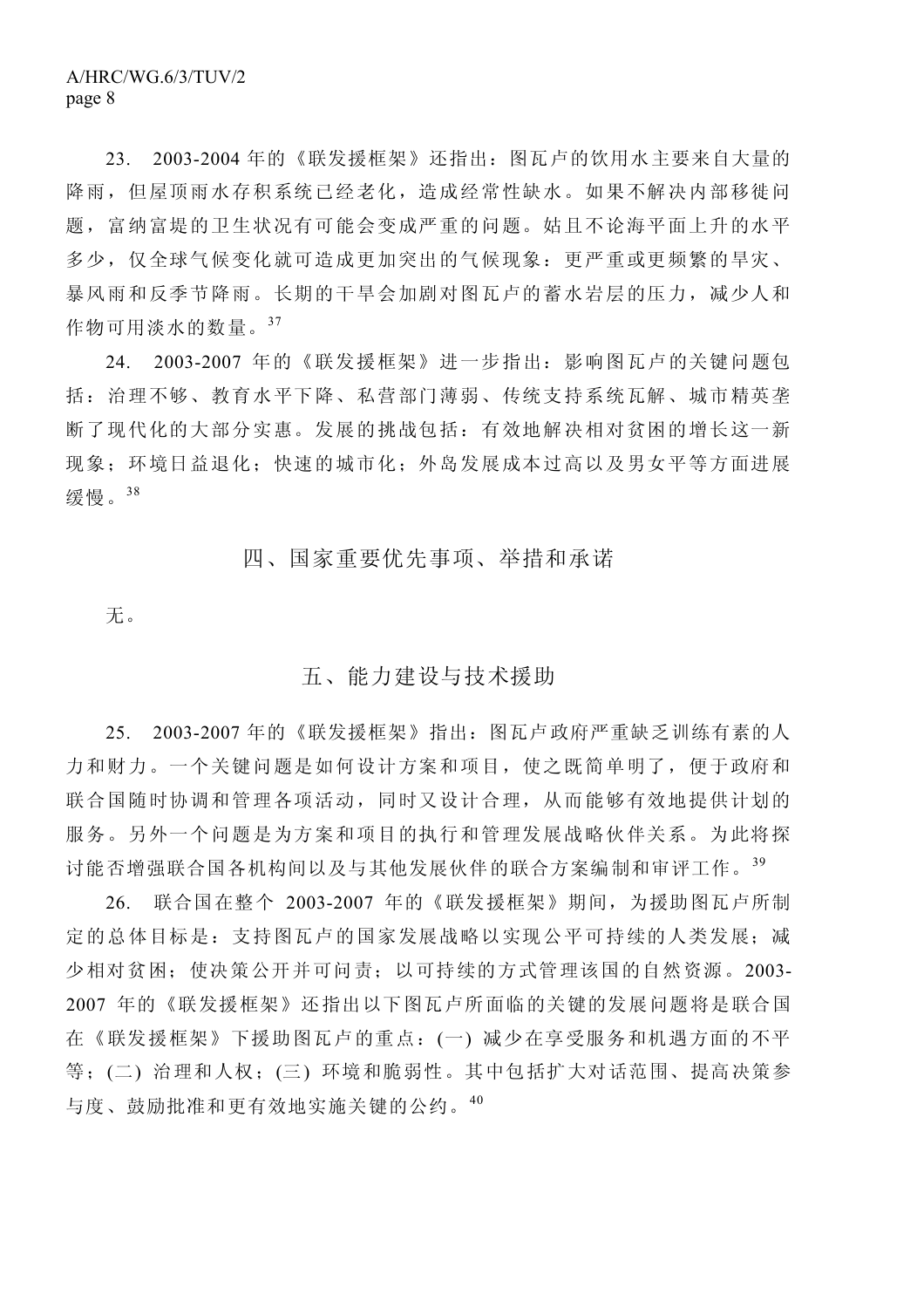23. 2003-2004 年的《联发援框架》还指出：图瓦卢的饮用水主要来自大量的降雨，但屋顶雨水存积系统已经老化，造成经常性缺水。如果不解决内部移徙问题，富纳富提的卫生状况有可能会变成严重的问题。姑且不论海平面上升的水平多少，仅全球气候变化就可造成更加突出的气候现象：更严重或更频繁的旱灾、暴风雨和反季节降雨。长期的干旱会加剧对图瓦卢的蓄水岩层的压力，减少人和作物可用淡水的数量。[37]

24. 2003-2007 年的《联发援框架》进一步指出：影响图瓦卢的关键问题包括：治理不够、教育水平下降、私营部门薄弱、传统支持系统瓦解、城市精英垄断了现代化的大部分实惠。发展的挑战包括：有效地解决相对贫困的增长这一新现象；环境日益退化；快速的城市化；外岛发展成本过高以及男女平等方面进展缓慢。[38]

## 四、国家重要优先事项、举措和承诺

无。

## 五、能力建设与技术援助

25. 2003-2007 年的《联发援框架》指出：图瓦卢政府严重缺乏训练有素的人力和财力。一个关键问题是如何设计方案和项目，使之既简单明了，便于政府和联合国随时协调和管理各项活动，同时又设计合理，从而能够有效地提供计划的服务。另外一个问题是为方案和项目的执行和管理发展战略伙伴关系。为此将探讨能否增强联合国各机构间以及与其他发展伙伴的联合方案编制和审评工作。[39]

26. 联合国在整个 2003-2007 年的《联发援框架》期间，为援助图瓦卢所制定的总体目标是：支持图瓦卢的国家发展战略以实现公平可持续的人类发展；减少相对贫困；使决策公开并可问责；以可持续的方式管理该国的自然资源。2003-2007 年的《联发援框架》还指出以下图瓦卢所面临的关键的发展问题将是联合国在《联发援框架》下援助图瓦卢的重点：(一) 减少在享受服务和机遇方面的不平等；(二) 治理和人权；(三) 环境和脆弱性。其中包括扩大对话范围、提高决策参与度、鼓励批准和更有效地实施关键的公约。[40]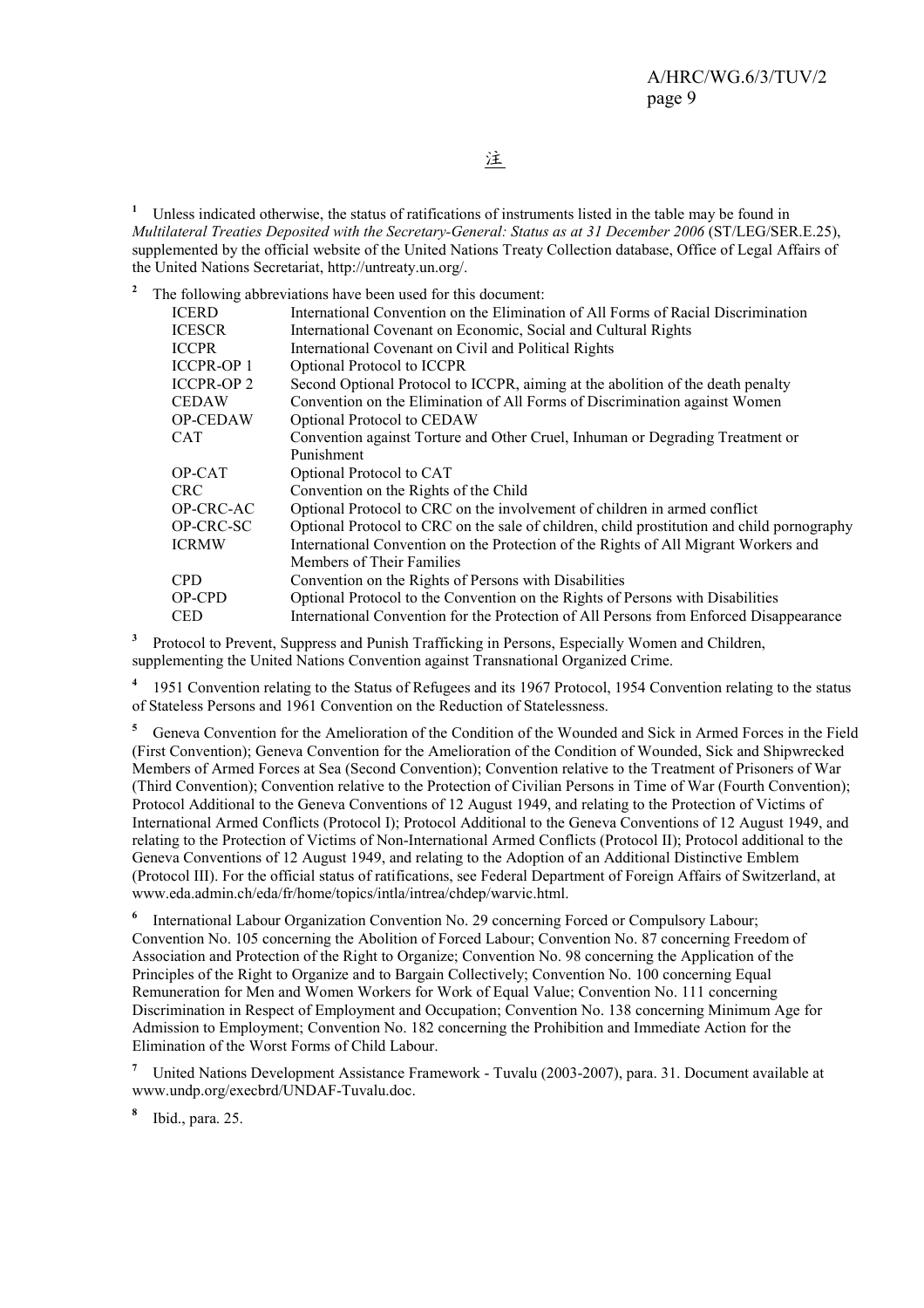<u>注</u>

[1] Unless indicated otherwise, the status of ratifications of instruments listed in the table may be found in *Multilateral Treaties Deposited with the Secretary-General: Status as at 31 December 2006* (ST/LEG/SER.E.25), supplemented by the official website of the United Nations Treaty Collection database, Office of Legal Affairs of the United Nations Secretariat, http://untreaty.un.org/.

[2] The following abbreviations have been used for this document:

| | |
|---|---|
| ICERD | International Convention on the Elimination of All Forms of Racial Discrimination |
| ICESCR | International Covenant on Economic, Social and Cultural Rights |
| ICCPR | International Covenant on Civil and Political Rights |
| ICCPR-OP 1 | Optional Protocol to ICCPR |
| ICCPR-OP 2 | Second Optional Protocol to ICCPR, aiming at the abolition of the death penalty |
| CEDAW | Convention on the Elimination of All Forms of Discrimination against Women |
| OP-CEDAW | Optional Protocol to CEDAW |
| CAT | Convention against Torture and Other Cruel, Inhuman or Degrading Treatment or Punishment |
| OP-CAT | Optional Protocol to CAT |
| CRC | Convention on the Rights of the Child |
| OP-CRC-AC | Optional Protocol to CRC on the involvement of children in armed conflict |
| OP-CRC-SC | Optional Protocol to CRC on the sale of children, child prostitution and child pornography |
| ICRMW | International Convention on the Protection of the Rights of All Migrant Workers and Members of Their Families |
| CPD | Convention on the Rights of Persons with Disabilities |
| OP-CPD | Optional Protocol to the Convention on the Rights of Persons with Disabilities |
| CED | International Convention for the Protection of All Persons from Enforced Disappearance |

[3] Protocol to Prevent, Suppress and Punish Trafficking in Persons, Especially Women and Children, supplementing the United Nations Convention against Transnational Organized Crime.

[4] 1951 Convention relating to the Status of Refugees and its 1967 Protocol, 1954 Convention relating to the status of Stateless Persons and 1961 Convention on the Reduction of Statelessness.

[5] Geneva Convention for the Amelioration of the Condition of the Wounded and Sick in Armed Forces in the Field (First Convention); Geneva Convention for the Amelioration of the Condition of Wounded, Sick and Shipwrecked Members of Armed Forces at Sea (Second Convention); Convention relative to the Treatment of Prisoners of War (Third Convention); Convention relative to the Protection of Civilian Persons in Time of War (Fourth Convention); Protocol Additional to the Geneva Conventions of 12 August 1949, and relating to the Protection of Victims of International Armed Conflicts (Protocol I); Protocol Additional to the Geneva Conventions of 12 August 1949, and relating to the Protection of Victims of Non-International Armed Conflicts (Protocol II); Protocol additional to the Geneva Conventions of 12 August 1949, and relating to the Adoption of an Additional Distinctive Emblem (Protocol III). For the official status of ratifications, see Federal Department of Foreign Affairs of Switzerland, at www.eda.admin.ch/eda/fr/home/topics/intla/intrea/chdep/warvic.html.

[6] International Labour Organization Convention No. 29 concerning Forced or Compulsory Labour; Convention No. 105 concerning the Abolition of Forced Labour; Convention No. 87 concerning Freedom of Association and Protection of the Right to Organize; Convention No. 98 concerning the Application of the Principles of the Right to Organize and to Bargain Collectively; Convention No. 100 concerning Equal Remuneration for Men and Women Workers for Work of Equal Value; Convention No. 111 concerning Discrimination in Respect of Employment and Occupation; Convention No. 138 concerning Minimum Age for Admission to Employment; Convention No. 182 concerning the Prohibition and Immediate Action for the Elimination of the Worst Forms of Child Labour.

[7] United Nations Development Assistance Framework - Tuvalu (2003-2007), para. 31. Document available at www.undp.org/execbrd/UNDAF-Tuvalu.doc.

[8] Ibid., para. 25.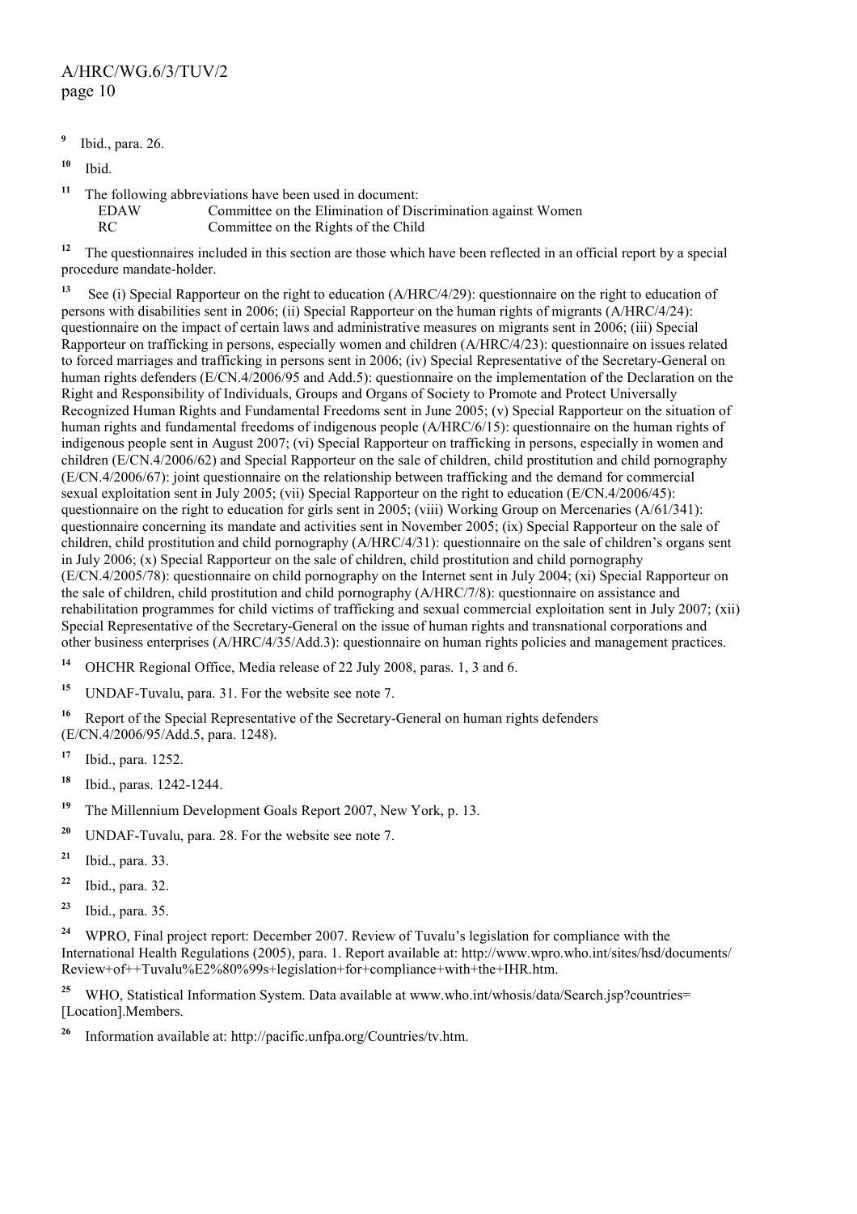[9] Ibid., para. 26.

[10] Ibid.

[11] The following abbreviations have been used in document:

EDAW Committee on the Elimination of Discrimination against Women
RC Committee on the Rights of the Child

[12] The questionnaires included in this section are those which have been reflected in an official report by a special procedure mandate-holder.

[13] See (i) Special Rapporteur on the right to education (A/HRC/4/29): questionnaire on the right to education of persons with disabilities sent in 2006; (ii) Special Rapporteur on the human rights of migrants (A/HRC/4/24): questionnaire on the impact of certain laws and administrative measures on migrants sent in 2006; (iii) Special Rapporteur on trafficking in persons, especially women and children (A/HRC/4/23): questionnaire on issues related to forced marriages and trafficking in persons sent in 2006; (iv) Special Representative of the Secretary-General on human rights defenders (E/CN.4/2006/95 and Add.5): questionnaire on the implementation of the Declaration on the Right and Responsibility of Individuals, Groups and Organs of Society to Promote and Protect Universally Recognized Human Rights and Fundamental Freedoms sent in June 2005; (v) Special Rapporteur on the situation of human rights and fundamental freedoms of indigenous people (A/HRC/6/15): questionnaire on the human rights of indigenous people sent in August 2007; (vi) Special Rapporteur on trafficking in persons, especially in women and children (E/CN.4/2006/62) and Special Rapporteur on the sale of children, child prostitution and child pornography (E/CN.4/2006/67): joint questionnaire on the relationship between trafficking and the demand for commercial sexual exploitation sent in July 2005; (vii) Special Rapporteur on the right to education (E/CN.4/2006/45): questionnaire on the right to education for girls sent in 2005; (viii) Working Group on Mercenaries (A/61/341): questionnaire concerning its mandate and activities sent in November 2005; (ix) Special Rapporteur on the sale of children, child prostitution and child pornography (A/HRC/4/31): questionnaire on the sale of children's organs sent in July 2006; (x) Special Rapporteur on the sale of children, child prostitution and child pornography (E/CN.4/2005/78): questionnaire on child pornography on the Internet sent in July 2004; (xi) Special Rapporteur on the sale of children, child prostitution and child pornography (A/HRC/7/8): questionnaire on assistance and rehabilitation programmes for child victims of trafficking and sexual commercial exploitation sent in July 2007; (xii) Special Representative of the Secretary-General on the issue of human rights and transnational corporations and other business enterprises (A/HRC/4/35/Add.3): questionnaire on human rights policies and management practices.

[14] OHCHR Regional Office, Media release of 22 July 2008, paras. 1, 3 and 6.

[15] UNDAF-Tuvalu, para. 31. For the website see note 7.

[16] Report of the Special Representative of the Secretary-General on human rights defenders (E/CN.4/2006/95/Add.5, para. 1248).

[17] Ibid., para. 1252.

[18] Ibid., paras. 1242-1244.

[19] The Millennium Development Goals Report 2007, New York, p. 13.

[20] UNDAF-Tuvalu, para. 28. For the website see note 7.

[21] Ibid., para. 33.

[22] Ibid., para. 32.

[23] Ibid., para. 35.

[24] WPRO, Final project report: December 2007. Review of Tuvalu's legislation for compliance with the International Health Regulations (2005), para. 1. Report available at: http://www.wpro.who.int/sites/hsd/documents/Review+of++Tuvalu%E2%80%99s+legislation+for+compliance+with+the+IHR.htm.

[25] WHO, Statistical Information System. Data available at www.who.int/whosis/data/Search.jsp?countries=[Location].Members.

[26] Information available at: http://pacific.unfpa.org/Countries/tv.htm.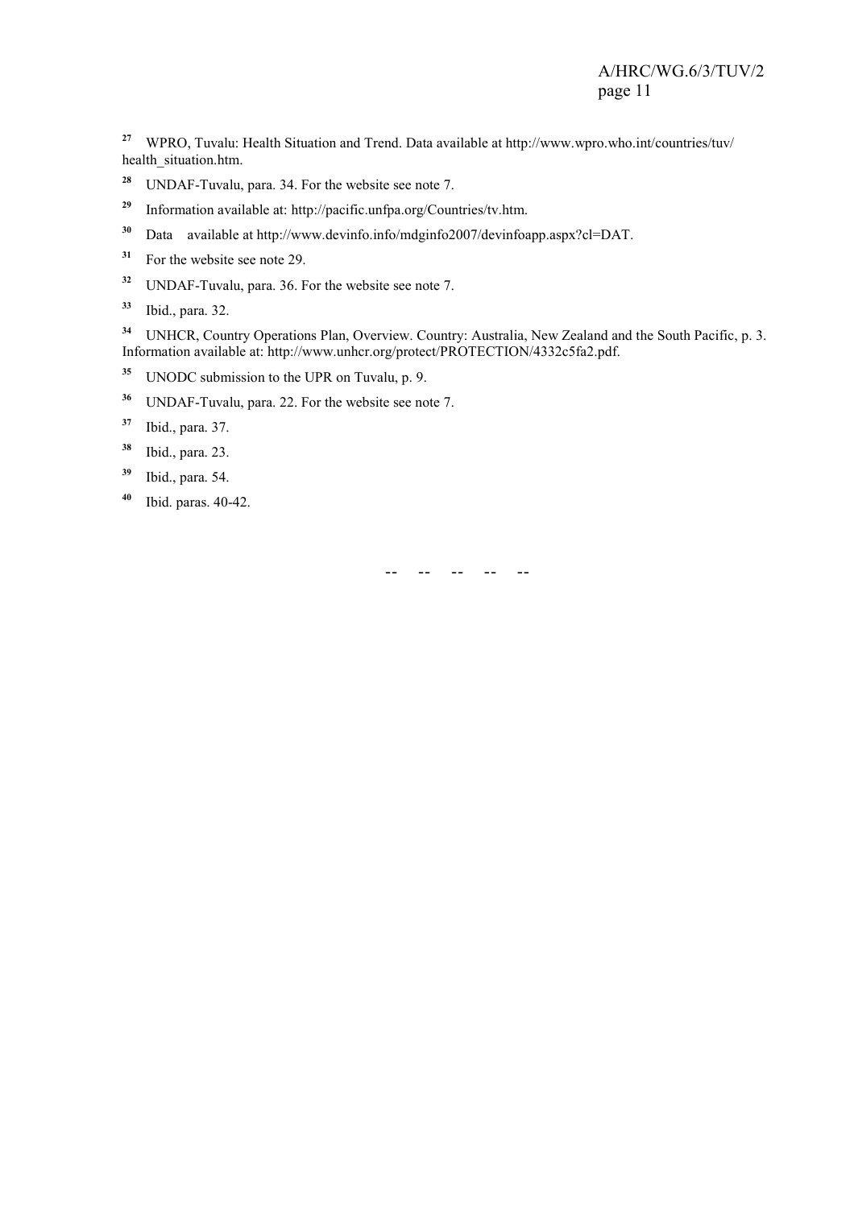[27] WPRO, Tuvalu: Health Situation and Trend. Data available at http://www.wpro.who.int/countries/tuv/health_situation.htm.

[28] UNDAF-Tuvalu, para. 34. For the website see note 7.

[29] Information available at: http://pacific.unfpa.org/Countries/tv.htm.

[30] Data available at http://www.devinfo.info/mdginfo2007/devinfoapp.aspx?cl=DAT.

[31] For the website see note 29.

[32] UNDAF-Tuvalu, para. 36. For the website see note 7.

[33] Ibid., para. 32.

[34] UNHCR, Country Operations Plan, Overview. Country: Australia, New Zealand and the South Pacific, p. 3. Information available at: http://www.unhcr.org/protect/PROTECTION/4332c5fa2.pdf.

[35] UNODC submission to the UPR on Tuvalu, p. 9.

[36] UNDAF-Tuvalu, para. 22. For the website see note 7.

[37] Ibid., para. 37.

[38] Ibid., para. 23.

[39] Ibid., para. 54.

[40] Ibid. paras. 40-42.

-- -- -- -- --